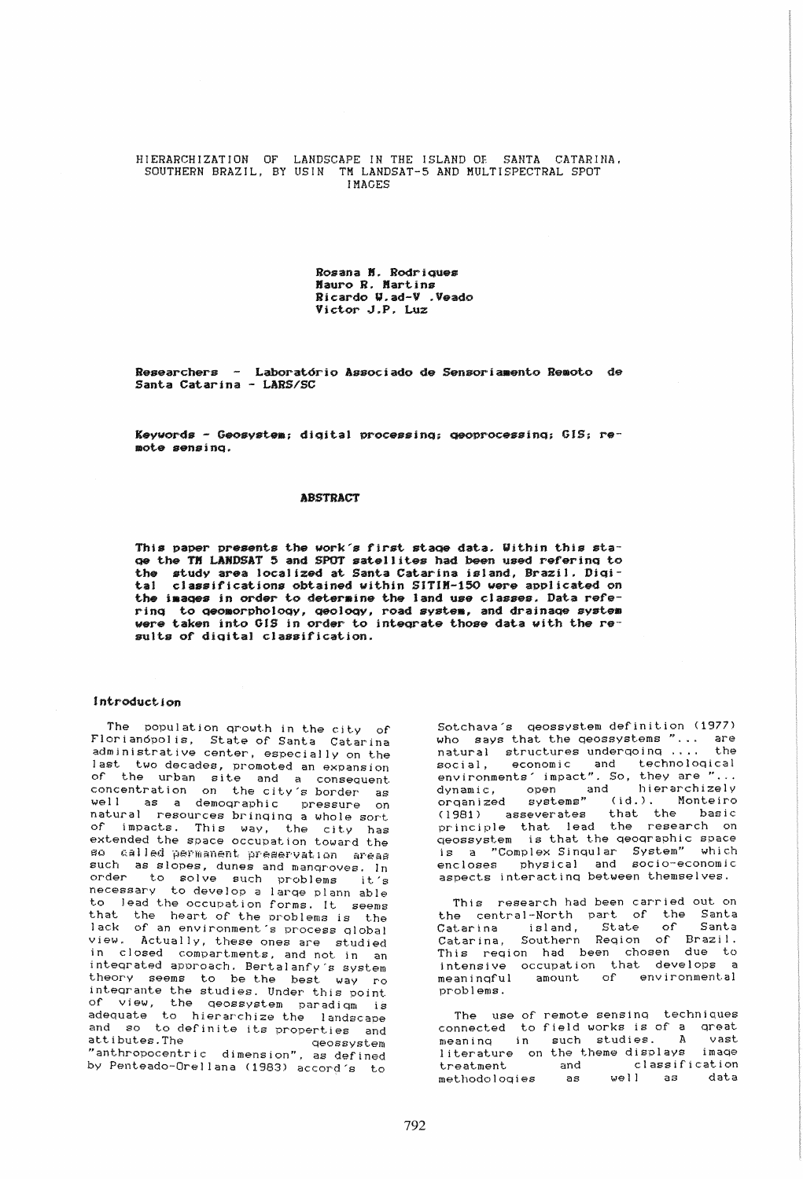# HIERARCHIZATION OF LANDSCAPE IN THE ISLAND OF SANTA CATARINA, SOUTHERN BRAZIL, BY USIN TM LANDSAT-5 AND MULTISPECTRAL SPOT IMAGES

**Rosana M. Rodrigues**
**Mauro R. Martins**
**Ricardo W.ad-V .Veado**
**Victor J.P. Luz**

**Researchers - Laboratório Associado de Sensoriamento Remoto de Santa Catarina - LARS/SC**

**Keywords - Geosystem; digital processing; geoprocessing; GIS; remote sensing.**

## ABSTRACT

**This paper presents the work's first stage data. Within this stage the TM LANDSAT 5 and SPOT satellites had been used refering to the study area localized at Santa Catarina island, Brazil. Digital classifications obtained within SITIM-150 were applicated on the images in order to determine the land use classes. Data refering to geomorphology, geology, road system, and drainage system were taken into GIS in order to integrate those data with the results of digital classification.**

## Introduction

The population growth in the city of Florianópolis, State of Santa Catarina administrative center, especially on the last two decades, promoted an expansion of the urban site and a consequent concentration on the city's border as well as a demographic pressure on natural resources bringing a whole sort of impacts. This way, the city has extended the space occupation toward the so called permanent preservation areas such as slopes, dunes and mangroves. In order to solve such problems it's necessary to develop a large plann able to lead the occupation forms. It seems that the heart of the problems is the lack of an environment's process global view. Actually, these ones are studied in closed compartments, and not in an integrated approach. Bertalanfy's system theory seems to be the best way ro integrante the studies. Under this point of view, the geossystem paradigm is adequate to hierarchize the landscape and so to definite its properties and attibutes.The geossystem "anthropocentric dimension", as defined by Penteado-Orellana (1983) accord's to Sotchava's geossystem definition (1977) who says that the geossystems "... are natural structures undergoing .... the social, economic and technological environments' impact". So, they are "... dynamic, open and hierarchizely organized systems" (id.). Monteiro (1981) asseverates that the basic principle that lead the research on geossystem is that the geographic space is a "Complex Singular System" which encloses physical and socio-economic aspects interacting between themselves.

This research had been carried out on the central-North part of the Santa Catarina island, State of Santa Catarina, Southern Region of Brazil. This region had been chosen due to intensive occupation that develops a meaningful amount of environmental problems.

The use of remote sensing techniques connected to field works is of a great meaning in such studies. A vast literature on the theme displays image treatment and classification methodologies as well as data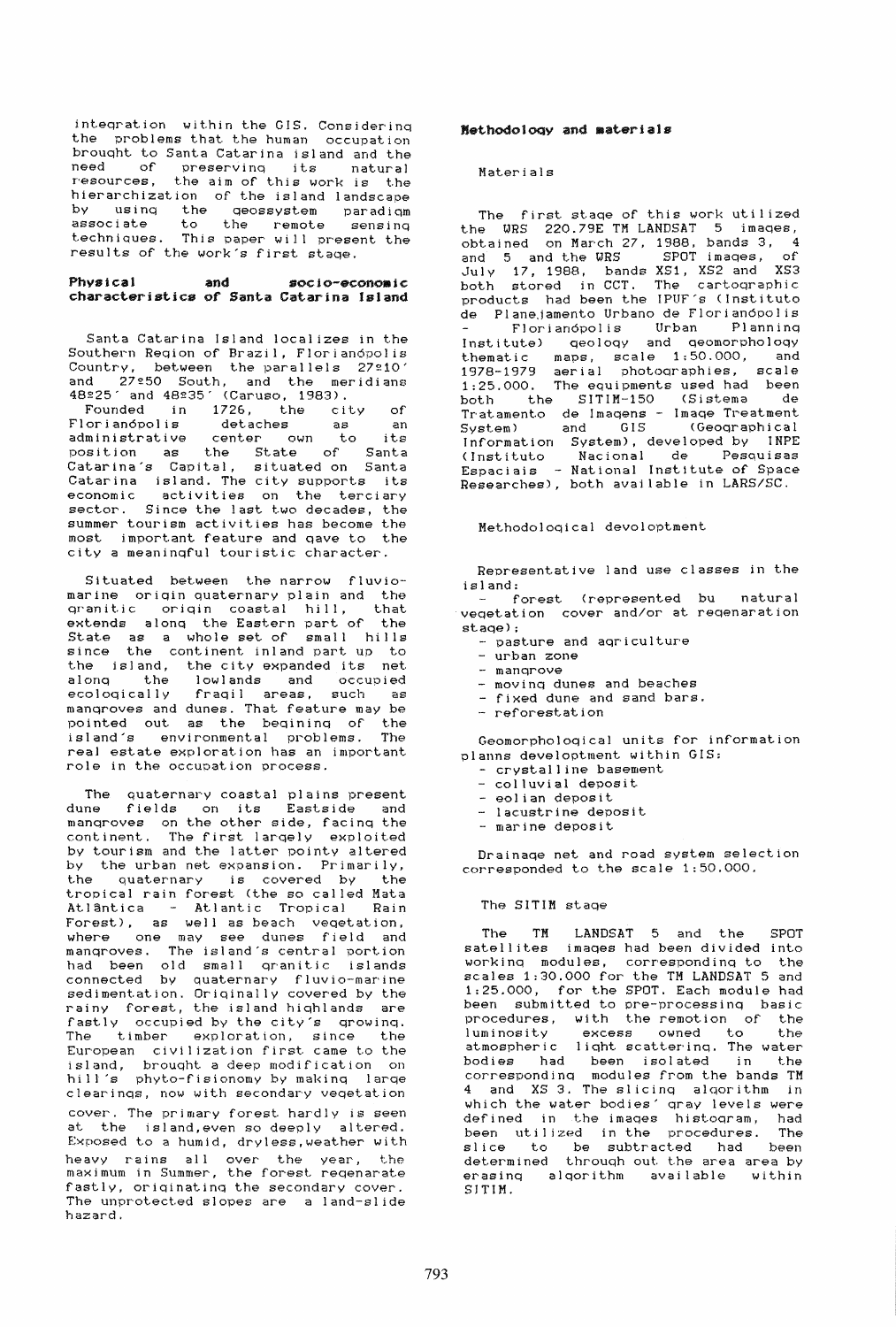integration within the GIS. Considering the problems that the human occupation brought to Santa Catarina island and the need of preserving its natural resources, the aim of this work is the hierarchization of the island landscape by using the geossystem paradigm associate to the remote sensing techniques. This paper will present the results of the work's first stage.

## Physical and socio-economic characteristics of Santa Catarina Island

Santa Catarina Island localizes in the Southern Region of Brazil, Florianópolis Country, between the parallels 27º10' and 27º50 South, and the meridians 48º25' and 48º35' (Caruso, 1983).

Founded in 1726, the city of Florianópolis detaches as an administrative center own to its position as the State of Santa Catarina's Capital, situated on Santa Catarina island. The city supports its economic activities on the terciary sector. Since the last two decades, the summer tourism activities has become the most important feature and gave to the city a meaningful touristic character.

Situated between the narrow fluvio-marine origin quaternary plain and the granitic origin coastal hill, that extends along the Eastern part of the State as a whole set of small hills since the continent inland part up to the island, the city expanded its net along the lowlands and occupied ecologically fragil areas, such as mangroves and dunes. That feature may be pointed out as the begining of the island's environmental problems. The real estate exploration has an important role in the occupation process.

The quaternary coastal plains present dune fields on its Eastside and mangroves on the other side, facing the continent. The first largely exploited by tourism and the latter pointy altered by the urban net expansion. Primarily, the quaternary is covered by the tropical rain forest (the so called Mata Atlântica - Atlantic Tropical Rain Forest), as well as beach vegetation, where one may see dunes field and mangroves. The island's central portion had been old small granitic islands connected by quaternary fluvio-marine sedimentation. Originally covered by the rainy forest, the island highlands are fastly occupied by the city's growing. The timber exploration, since the European civilization first came to the island, brought a deep modification on hill's phyto-fisionomy by making large clearings, now with secondary vegetation cover. The primary forest hardly is seen at the island, even so deeply altered. Exposed to a humid, dryless, weather with heavy rains all over the year, the maximum in Summer, the forest regenarate fastly, originating the secondary cover. The unprotected slopes are a land-slide hazard.

## Methodology and materials

### Materials

The first stage of this work utilized the WRS 220.79E TM LANDSAT 5 images, obtained on March 27, 1988, bands 3, 4 and 5 and the WRS SPOT images, of July 17, 1988, bands XS1, XS2 and XS3 both stored in CCT. The cartographic products had been the IPUF's (Instituto de Planejamento Urbano de Florianópolis - Florianópolis Urban Planning Institute) geology and geomorphology thematic maps, scale 1:50.000, and 1978-1979 aerial photographies, scale 1:25.000. The equipments used had been both the SITIM-150 (Sistema de Tratamento de Imagens - Image Treatment System) and GIS (Geographical Information System), developed by INPE (Instituto Nacional de Pesquisas Espaciais - National Institute of Space Researches), both available in LARS/SC.

### Methodological devoloptment

Representative land use classes in the island:

- forest (represented bu natural vegetation cover and/or at regenaration stage);
- pasture and agriculture
- urban zone
- mangrove
- moving dunes and beaches
- fixed dune and sand bars.
- reforestation

Geomorphological units for information planns devoloptment within GIS:

- crystalline basement
- colluvial deposit
- eolian deposit
- lacustrine deposit
- marine deposit

Drainage net and road system selection corresponded to the scale 1:50.000.

### The SITIM stage

The TM LANDSAT 5 and the SPOT satellites images had been divided into working modules, corresponding to the scales 1:30.000 for the TM LANDSAT 5 and 1:25.000, for the SPOT. Each module had been submitted to pre-processing basic procedures, with the remotion of the luminosity excess owned to the atmospheric light scattering. The water bodies had been isolated in the corresponding modules from the bands TM 4 and XS 3. The slicing algorithm in which the water bodies' gray levels were defined in the images histogram, had been utilized in the procedures. The slice to be subtracted had been determined through out the area area by erasing algorithm available within SITIM.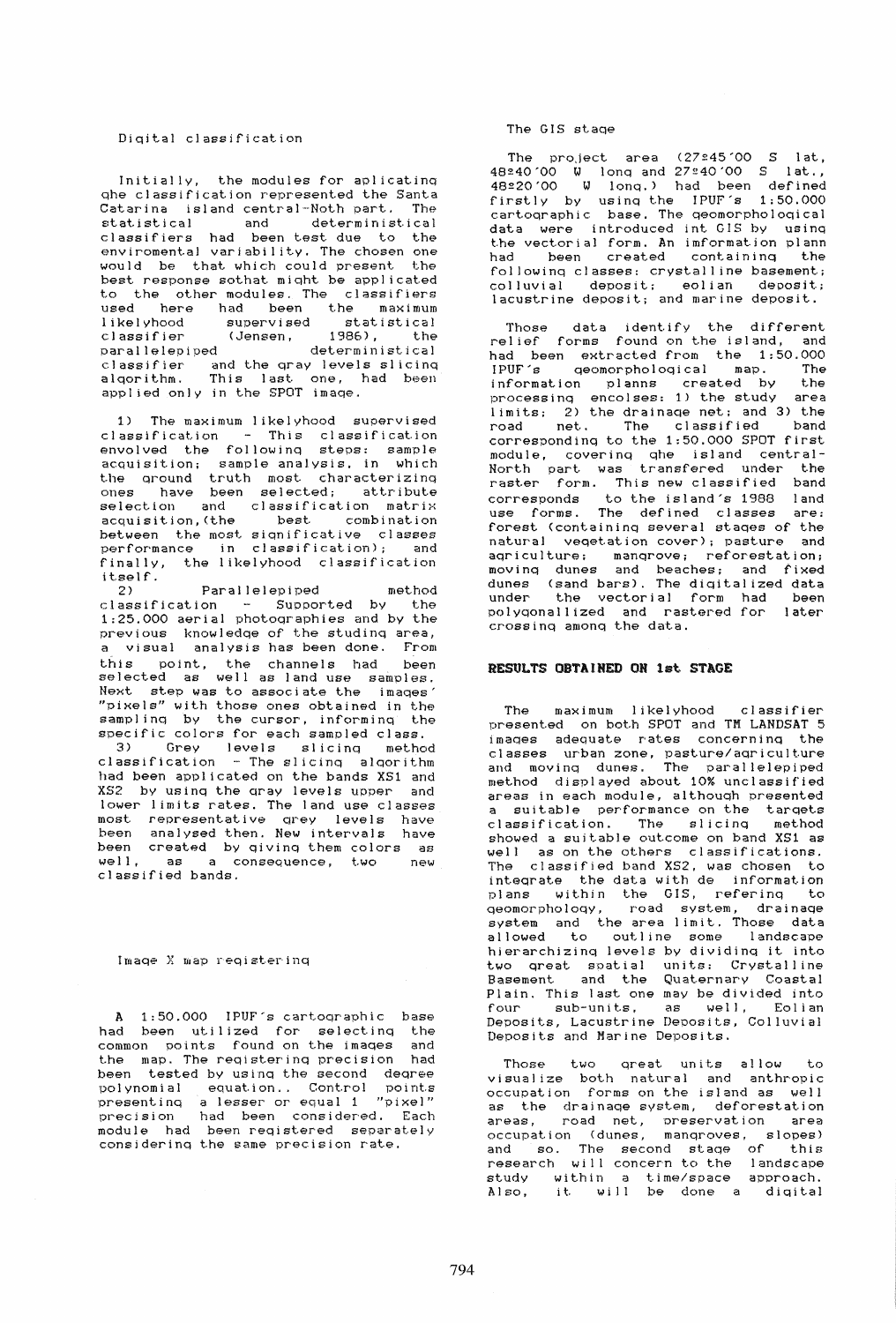Digital classification

Initially, the modules for aplicating qhe classification represented the Santa Catarina island central-Noth part. The statistical and deterministical classifiers had been test due to the enviromental variability. The chosen one would be that which could present the best response sothat might be applicated to the other modules. The classifiers used here had been the maximum likelyhood supervised statistical classifier (Jensen, 1986), the parallelepiped deterministical classifier and the gray levels slicing algorithm. This last one, had been applied only in the SPOT image.

1) The maximum likelyhood supervised classification - This classification envolved the following steps: sample acquisition; sample analysis, in which the ground truth most characterizing ones have been selected; attribute selection and classification matrix acquisition,(the best combination between the most significative classes performance in classification); and finally, the likelyhood classification itself.

2) Parallelepiped method classification - Supported by the 1:25.000 aerial photographies and by the previous knowledge of the studing area, a visual analysis has been done. From this point, the channels had been selected as well as land use samples. Next step was to associate the images' "pixels" with those ones obtained in the sampling by the cursor, informing the specific colors for each sampled class.

3) Grey levels slicing method classification - The slicing algorithm had been applicated on the bands XS1 and XS2 by using the gray levels upper and lower limits rates. The land use classes most representative grey levels have been analysed then. New intervals have been created by giving them colors as well, as a consequence, two new classified bands.

Image X map registering

A 1:50.000 IPUF's cartographic base had been utilized for selecting the common points found on the images and the map. The registering precision had been tested by using the second degree polynomial equation.. Control points presenting a lesser or equal 1 "pixel" precision had been considered. Each module had been registered separately considering the same precision rate.

The GIS stage

The project area (27°45'00 S lat, 48°40'00 W long and 27°40'00 S lat., 48°20'00 W long.) had been defined firstly by using the IPUF's 1:50.000 cartographic base. The geomorphological data were introduced int GIS by using the vectorial form. An imformation plann had been created containing the following classes: crystalline basement; colluvial deposit; eolian deposit; lacustrine deposit; and marine deposit.

Those data identify the different relief forms found on the island, and had been extracted from the 1:50.000 IPUF's geomorphological map. The information planns created by the processing encolses: 1) the study area limits; 2) the drainage net; and 3) the road net. The classified band corresponding to the 1:50.000 SPOT first module, covering qhe island central-North part was transfered under the raster form. This new classified band corresponds to the island's 1988 land use forms. The defined classes are: forest (containing several stages of the natural vegetation cover); pasture and agriculture; mangrove; reforestation; moving dunes and beaches; and fixed dunes (sand bars). The digitalized data under the vectorial form had been polygonallized and rastered for later crossing among the data.

## RESULTS OBTAINED ON 1st STAGE

The maximum likelyhood classifier presented on both SPOT and TM LANDSAT 5 images adequate rates concerning the classes urban zone, pasture/agriculture and moving dunes. The parallelepiped method displayed about 10% unclassified areas in each module, although presented a suitable performance on the targets classification. The slicing method showed a suitable outcome on band XS1 as well as on the others classifications. The classified band XS2, was chosen to integrate the data with de information plans within the GIS, refering to geomorphology, road system, drainage system and the area limit. Those data allowed to outline some landscape hierarchizing levels by dividing it into two great spatial units: Crystalline Basement and the Quaternary Coastal Plain. This last one may be divided into four sub-units, as well, Eolian Deposits, Lacustrine Deposits, Colluvial Deposits and Marine Deposits.

Those two great units allow to visualize both natural and anthropic occupation forms on the island as well as the drainage system, deforestation areas, road net, preservation area occupation (dunes, mangroves, slopes) and so. The second stage of this research will concern to the landscape study within a time/space approach. Also, it will be done a digital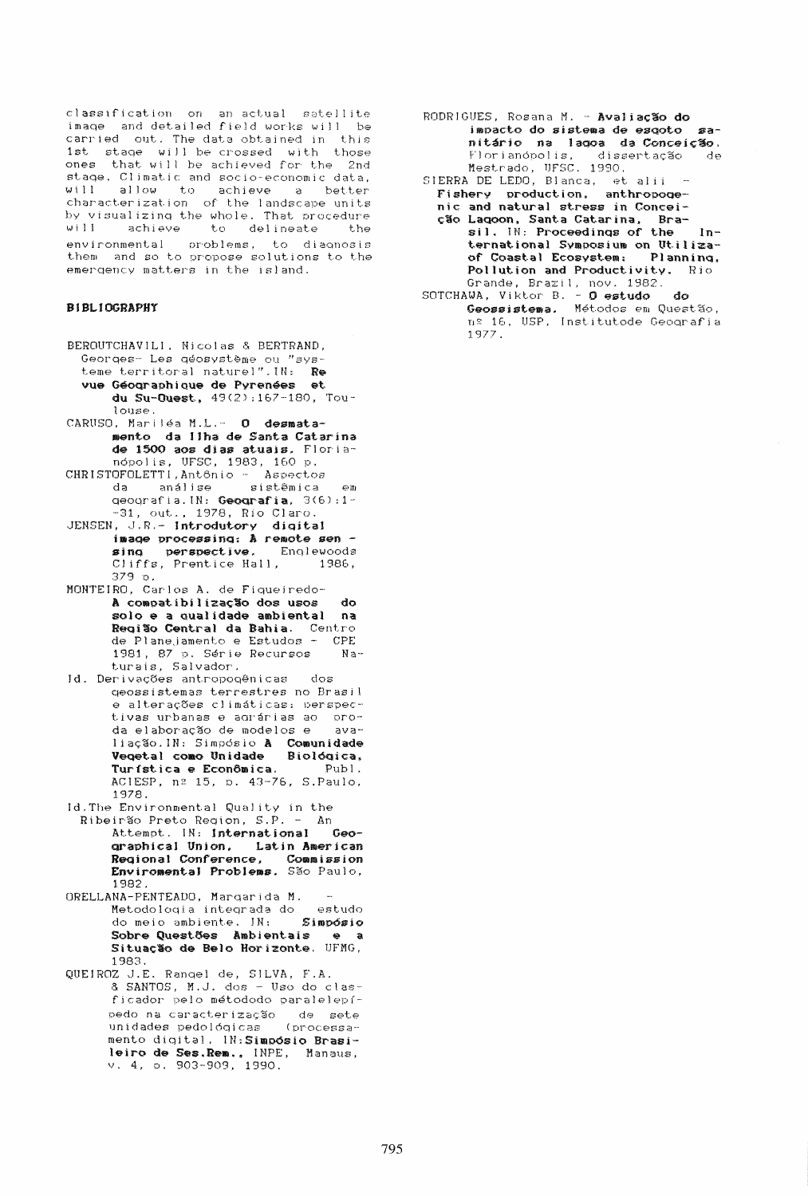classification on an actual satellite image and detailed field works will be carried out. The data obtained in this 1st stage will be crossed with those ones that will be achieved for the 2nd stage. Climatic and socio-economic data, will allow to achieve a better characterization of the landscape units by visualizing the whole. That procedure will achieve to delineate the environmental problems, to diagnosis them and so to propose solutions to the emergency matters in the island.

## BIBLIOGRAPHY

BEROUTCHAVILI, Nicolas & BERTRAND, Georges- Les géosystème ou "systeme territoral naturel". IN: **Revue Géographique de Pyrenées et du Su-Ouest**, 49(2):167-180, Toulouse.

CARUSO, Mariléa M.L.- **O desmatamento da Ilha de Santa Catarina de 1500 aos dias atuais.** Florianópolis, UFSC, 1983, 160 p.

CHRISTOFOLETTI, Antônio - Aspectos da análise sistêmica em geografia. IN: **Geografia**, 3(6):1-31, out., 1978, Rio Claro.

JENSEN, J.R.- **Introdutory digital image processing: A remote sensing perspective.** Englewoods Cliffs, Prentice Hall, 1986, 379 p.

MONTEIRO, Carlos A. de Figueiredo- **A compatibilização dos usos do solo e a qualidade ambiental na Região Central da Bahia.** Centro de Planejamento e Estudos - CPE 1981, 87 p. Série Recursos Naturais, Salvador.

Id. Derivações antropogênicas dos geossistemas terrestres no Brasil e alterações climáticas: perspectivas urbanas e agrárias ao proda elaboração de modelos e avaliação. IN: Simpósio **A Comunidade Vegetal como Unidade Biológica, Turística e Econômica.** Publ. ACIESP, nº 15, p. 43-76, S.Paulo, 1978.

Id. The Environmental Quality in the Ribeirão Preto Region, S.P. - An Attempt. IN: **International Geographical Union, Latin American Regional Conference, Commission Enviromental Problems.** São Paulo, 1982.

ORELLANA-PENTEADO, Margarida M. - Metodologia integrada do estudo do meio ambiente. IN: **Simpósio Sobre Questões Ambientais e a Situação de Belo Horizonte.** UFMG, 1983.

QUEIROZ J.E. Rangel de, SILVA, F.A. & SANTOS, M.J. dos - Uso do classificador pelo métododo paralelepípedo na caracterização de sete unidades pedológicas (processamento digital. IN: **Simpósio Brasileiro de Ses.Rem.**, INPE, Manaus, v. 4, p. 903-909, 1990.

RODRIGUES, Rosana M. - **Avaliação do impacto do sistema de esgoto sanitário na lagoa da Conceição.** Florianópolis, dissertação de Mestrado, UFSC, 1990.

SIERRA DE LEDO, Blanca, et alii - **Fishery production, anthropogenic and natural stress in Conceição Lagoon, Santa Catarina, Brasil.** IN: **Proceedings of the International Symposium on Utilization of Coastal Ecosystem: Planning, Pollution and Productivity.** Rio Grande, Brazil, nov. 1982.

SOTCHAWA, Viktor B. - **O estudo do Geossistema.** Métodos em Questão, nº 16, USP, Institutode Geografia 1977.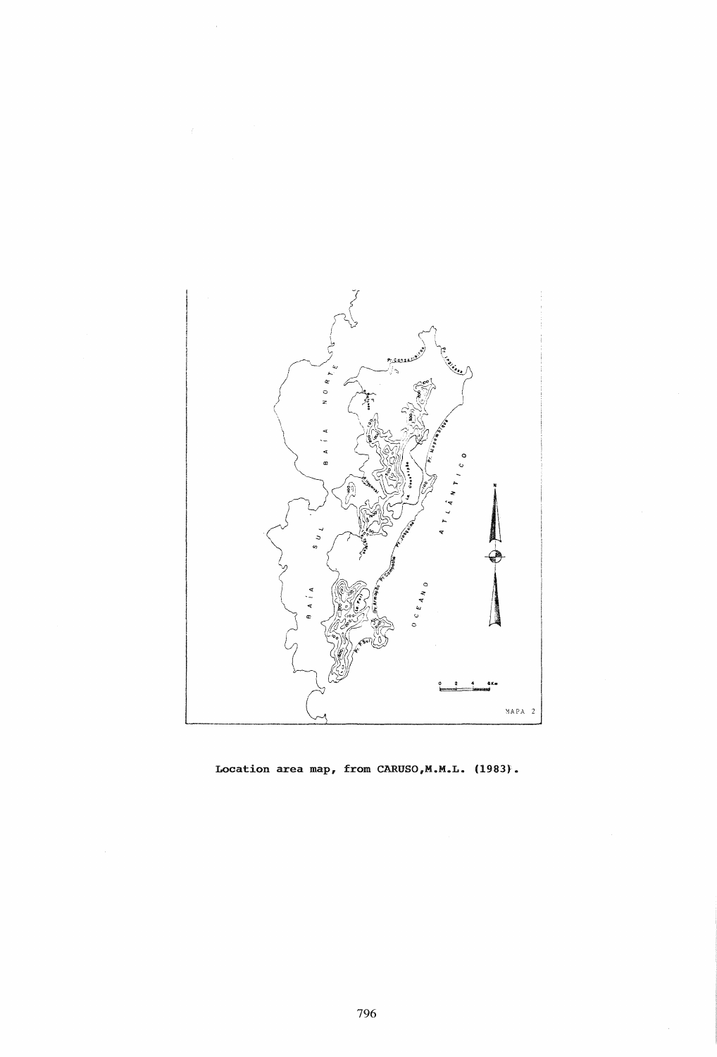Location area map, from CARUSO,M.M.L. (1983).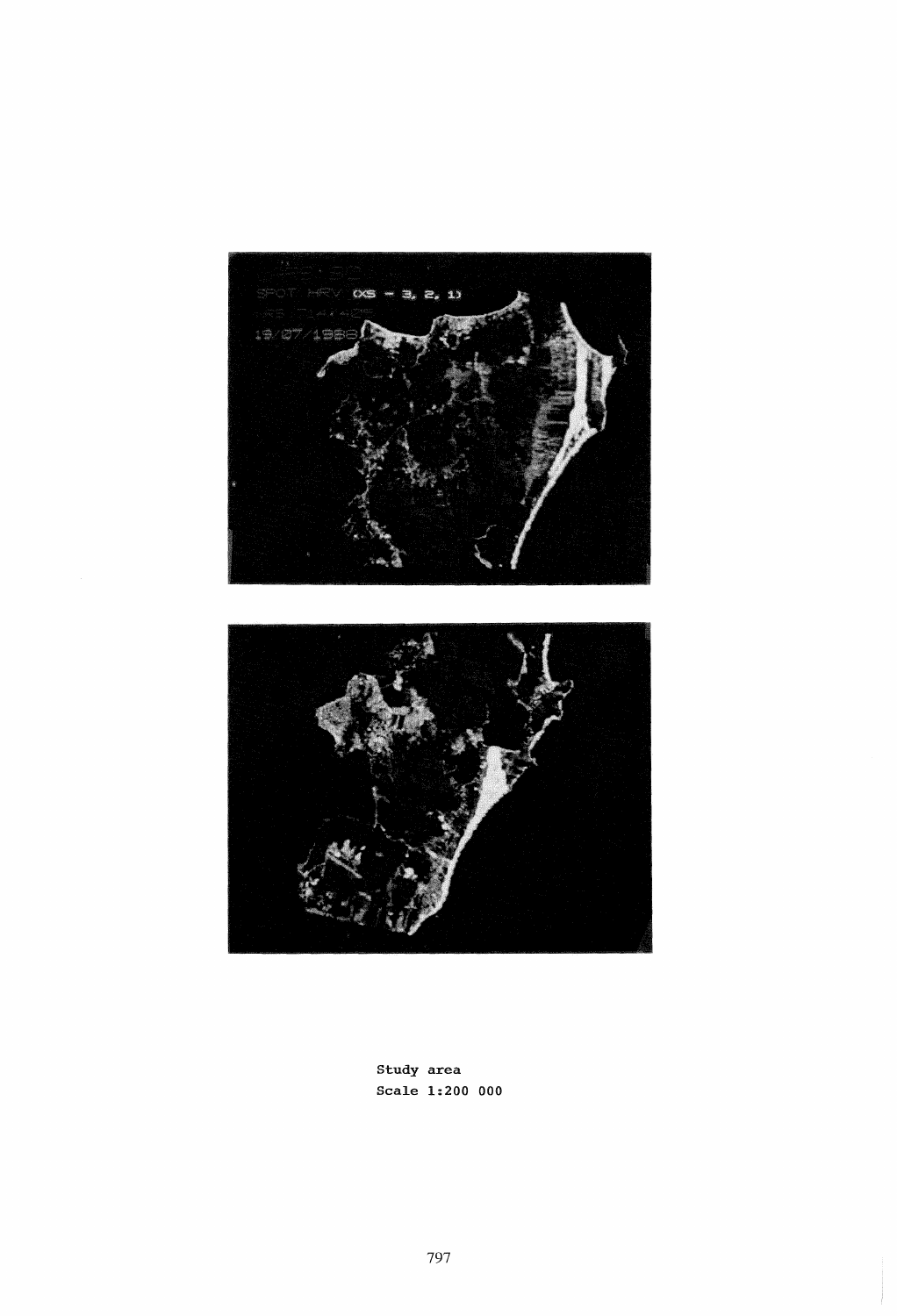Study area
Scale 1:200 000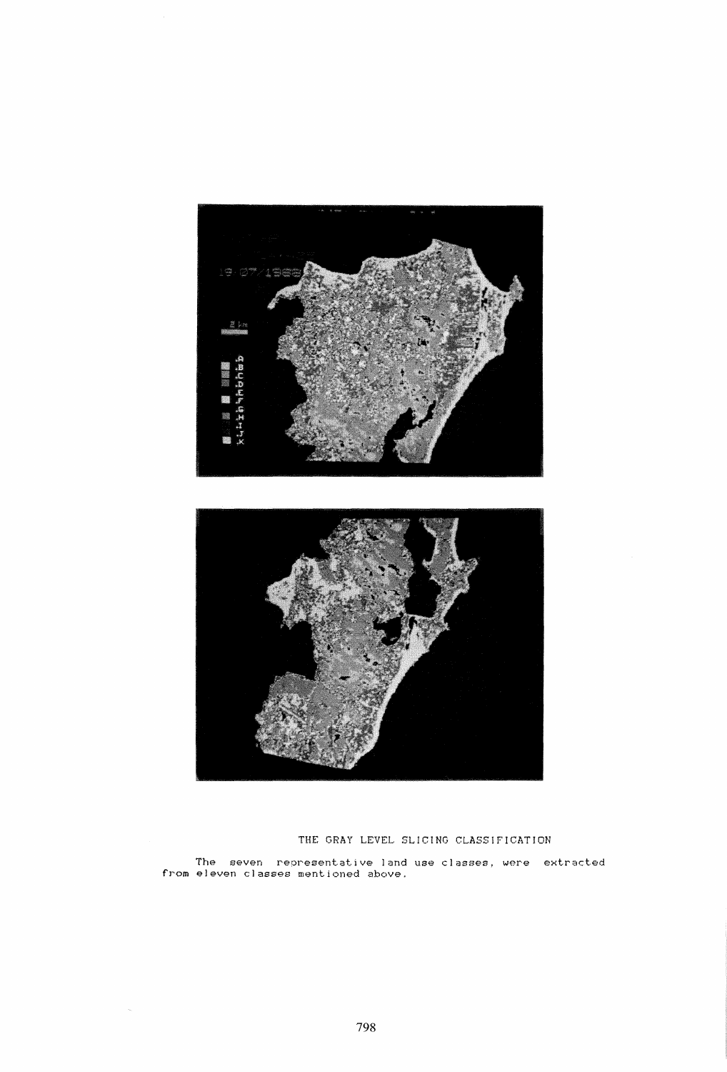THE GRAY LEVEL SLICING CLASSIFICATION

The seven representative land use classes, were extracted from eleven classes mentioned above.